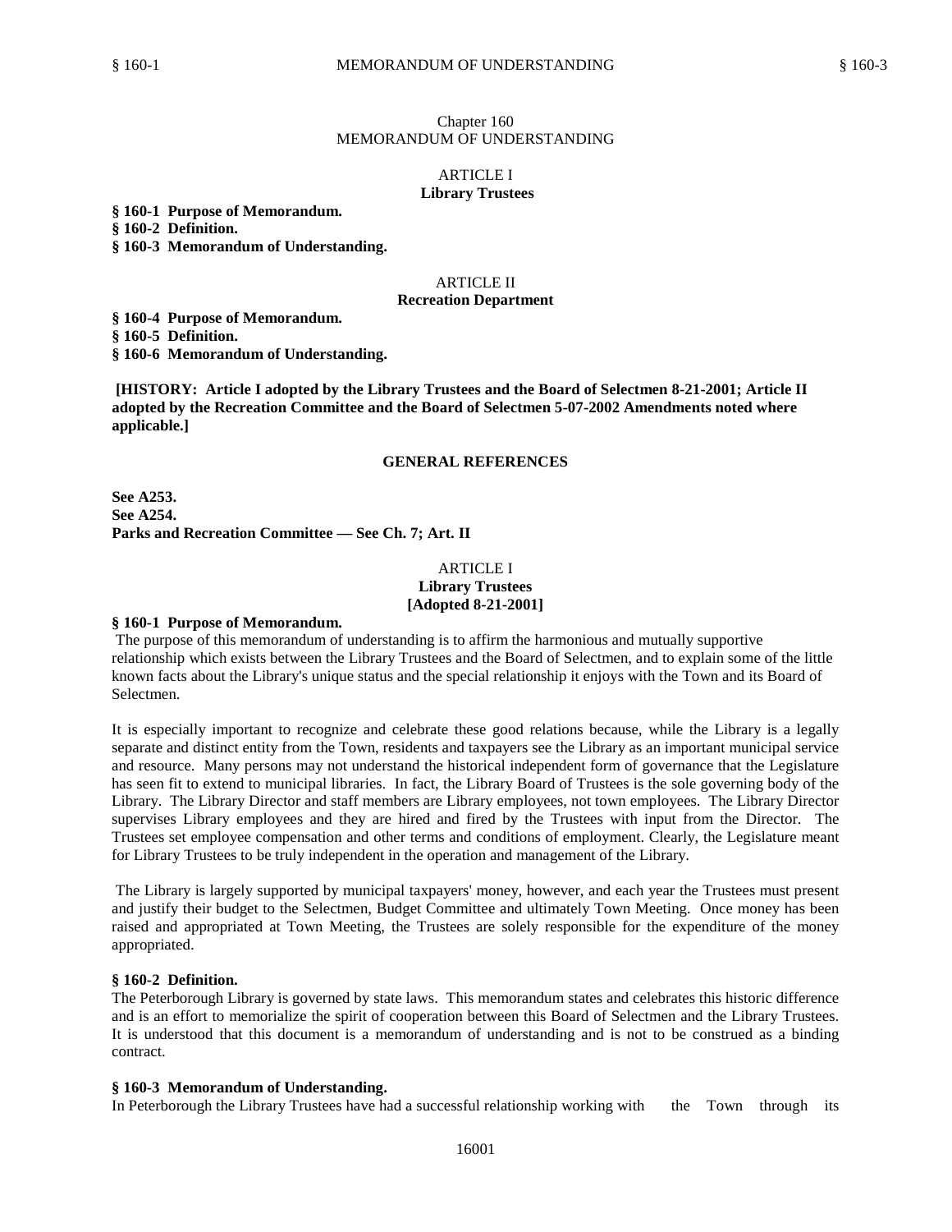# Chapter 160
# MEMORANDUM OF UNDERSTANDING

## ARTICLE I
## Library Trustees

**§ 160-1 Purpose of Memorandum.**
**§ 160-2 Definition.**
**§ 160-3 Memorandum of Understanding.**

## ARTICLE II
## Recreation Department

**§ 160-4 Purpose of Memorandum.**
**§ 160-5 Definition.**
**§ 160-6 Memorandum of Understanding.**

**[HISTORY: Article I adopted by the Library Trustees and the Board of Selectmen 8-21-2001; Article II adopted by the Recreation Committee and the Board of Selectmen 5-07-2002 Amendments noted where applicable.]**

**GENERAL REFERENCES**

**See A253.**
**See A254.**
**Parks and Recreation Committee — See Ch. 7; Art. II**

## ARTICLE I
## Library Trustees
## [Adopted 8-21-2001]

**§ 160-1 Purpose of Memorandum.**

The purpose of this memorandum of understanding is to affirm the harmonious and mutually supportive relationship which exists between the Library Trustees and the Board of Selectmen, and to explain some of the little known facts about the Library's unique status and the special relationship it enjoys with the Town and its Board of Selectmen.

It is especially important to recognize and celebrate these good relations because, while the Library is a legally separate and distinct entity from the Town, residents and taxpayers see the Library as an important municipal service and resource. Many persons may not understand the historical independent form of governance that the Legislature has seen fit to extend to municipal libraries. In fact, the Library Board of Trustees is the sole governing body of the Library. The Library Director and staff members are Library employees, not town employees. The Library Director supervises Library employees and they are hired and fired by the Trustees with input from the Director. The Trustees set employee compensation and other terms and conditions of employment. Clearly, the Legislature meant for Library Trustees to be truly independent in the operation and management of the Library.

The Library is largely supported by municipal taxpayers' money, however, and each year the Trustees must present and justify their budget to the Selectmen, Budget Committee and ultimately Town Meeting. Once money has been raised and appropriated at Town Meeting, the Trustees are solely responsible for the expenditure of the money appropriated.

**§ 160-2 Definition.**

The Peterborough Library is governed by state laws. This memorandum states and celebrates this historic difference and is an effort to memorialize the spirit of cooperation between this Board of Selectmen and the Library Trustees. It is understood that this document is a memorandum of understanding and is not to be construed as a binding contract.

**§ 160-3 Memorandum of Understanding.**

In Peterborough the Library Trustees have had a successful relationship working with the Town through its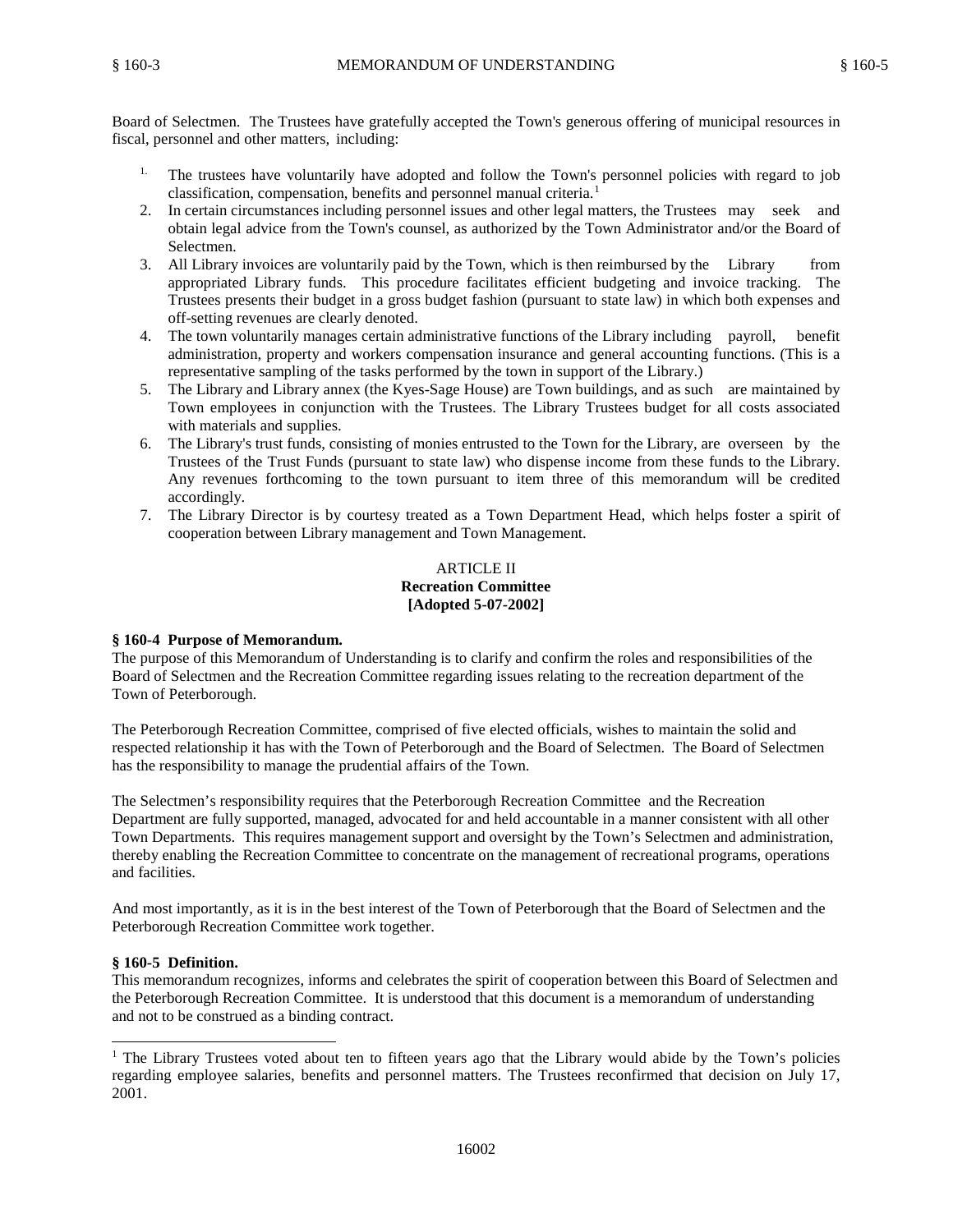Board of Selectmen. The Trustees have gratefully accepted the Town's generous offering of municipal resources in fiscal, personnel and other matters, including:

1. The trustees have voluntarily have adopted and follow the Town's personnel policies with regard to job classification, compensation, benefits and personnel manual criteria.[1]
2. In certain circumstances including personnel issues and other legal matters, the Trustees may seek and obtain legal advice from the Town's counsel, as authorized by the Town Administrator and/or the Board of Selectmen.
3. All Library invoices are voluntarily paid by the Town, which is then reimbursed by the Library from appropriated Library funds. This procedure facilitates efficient budgeting and invoice tracking. The Trustees presents their budget in a gross budget fashion (pursuant to state law) in which both expenses and off-setting revenues are clearly denoted.
4. The town voluntarily manages certain administrative functions of the Library including payroll, benefit administration, property and workers compensation insurance and general accounting functions. (This is a representative sampling of the tasks performed by the town in support of the Library.)
5. The Library and Library annex (the Kyes-Sage House) are Town buildings, and as such are maintained by Town employees in conjunction with the Trustees. The Library Trustees budget for all costs associated with materials and supplies.
6. The Library's trust funds, consisting of monies entrusted to the Town for the Library, are overseen by the Trustees of the Trust Funds (pursuant to state law) who dispense income from these funds to the Library. Any revenues forthcoming to the town pursuant to item three of this memorandum will be credited accordingly.
7. The Library Director is by courtesy treated as a Town Department Head, which helps foster a spirit of cooperation between Library management and Town Management.

## ARTICLE II
## Recreation Committee
## [Adopted 5-07-2002]

### § 160-4 Purpose of Memorandum.

The purpose of this Memorandum of Understanding is to clarify and confirm the roles and responsibilities of the Board of Selectmen and the Recreation Committee regarding issues relating to the recreation department of the Town of Peterborough.

The Peterborough Recreation Committee, comprised of five elected officials, wishes to maintain the solid and respected relationship it has with the Town of Peterborough and the Board of Selectmen. The Board of Selectmen has the responsibility to manage the prudential affairs of the Town.

The Selectmen's responsibility requires that the Peterborough Recreation Committee and the Recreation Department are fully supported, managed, advocated for and held accountable in a manner consistent with all other Town Departments. This requires management support and oversight by the Town's Selectmen and administration, thereby enabling the Recreation Committee to concentrate on the management of recreational programs, operations and facilities.

And most importantly, as it is in the best interest of the Town of Peterborough that the Board of Selectmen and the Peterborough Recreation Committee work together.

### § 160-5 Definition.

This memorandum recognizes, informs and celebrates the spirit of cooperation between this Board of Selectmen and the Peterborough Recreation Committee. It is understood that this document is a memorandum of understanding and not to be construed as a binding contract.

---

[1] The Library Trustees voted about ten to fifteen years ago that the Library would abide by the Town's policies regarding employee salaries, benefits and personnel matters. The Trustees reconfirmed that decision on July 17, 2001.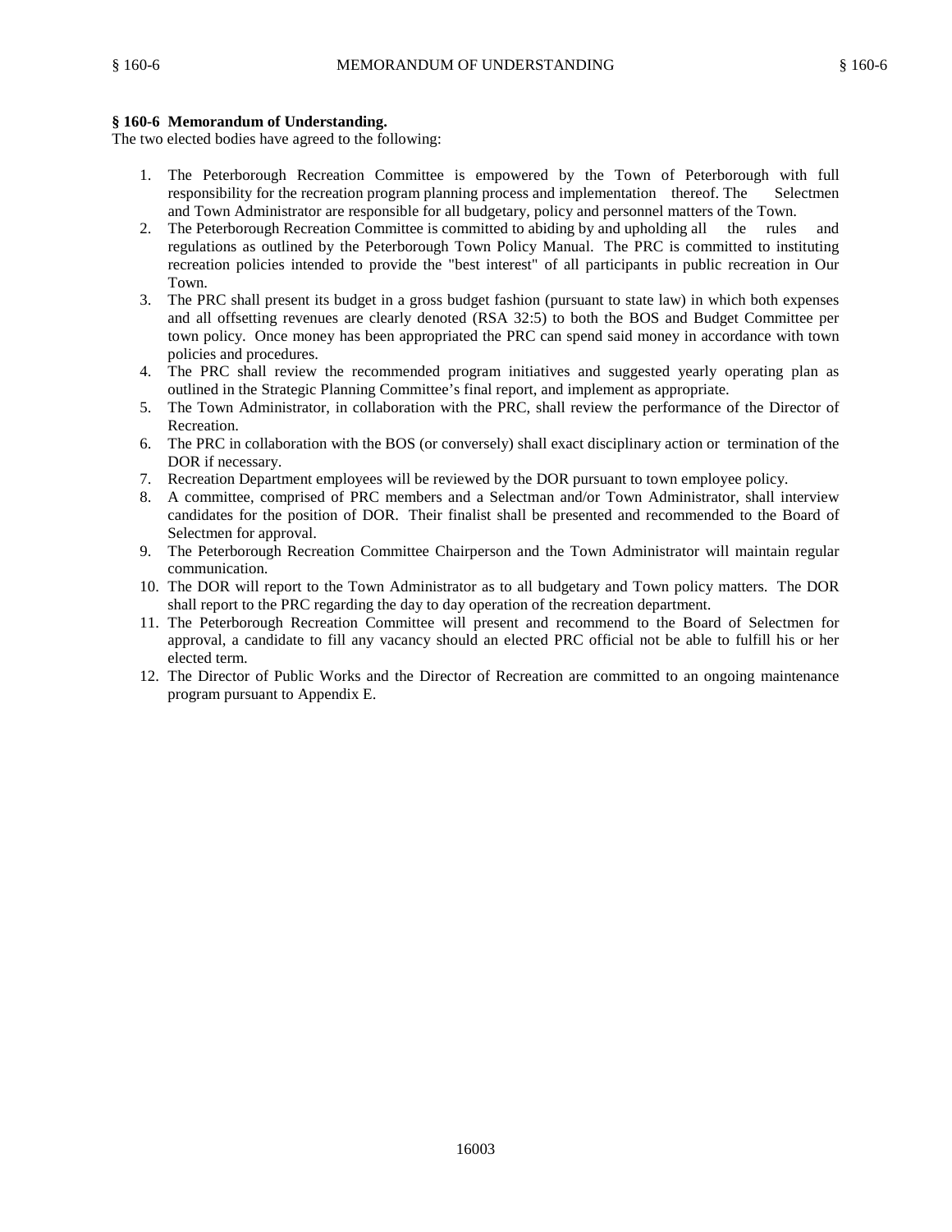### § 160-6 Memorandum of Understanding.

The two elected bodies have agreed to the following:

1. The Peterborough Recreation Committee is empowered by the Town of Peterborough with full responsibility for the recreation program planning process and implementation thereof. The Selectmen and Town Administrator are responsible for all budgetary, policy and personnel matters of the Town.
2. The Peterborough Recreation Committee is committed to abiding by and upholding all the rules and regulations as outlined by the Peterborough Town Policy Manual. The PRC is committed to instituting recreation policies intended to provide the "best interest" of all participants in public recreation in Our Town.
3. The PRC shall present its budget in a gross budget fashion (pursuant to state law) in which both expenses and all offsetting revenues are clearly denoted (RSA 32:5) to both the BOS and Budget Committee per town policy. Once money has been appropriated the PRC can spend said money in accordance with town policies and procedures.
4. The PRC shall review the recommended program initiatives and suggested yearly operating plan as outlined in the Strategic Planning Committee's final report, and implement as appropriate.
5. The Town Administrator, in collaboration with the PRC, shall review the performance of the Director of Recreation.
6. The PRC in collaboration with the BOS (or conversely) shall exact disciplinary action or termination of the DOR if necessary.
7. Recreation Department employees will be reviewed by the DOR pursuant to town employee policy.
8. A committee, comprised of PRC members and a Selectman and/or Town Administrator, shall interview candidates for the position of DOR. Their finalist shall be presented and recommended to the Board of Selectmen for approval.
9. The Peterborough Recreation Committee Chairperson and the Town Administrator will maintain regular communication.
10. The DOR will report to the Town Administrator as to all budgetary and Town policy matters. The DOR shall report to the PRC regarding the day to day operation of the recreation department.
11. The Peterborough Recreation Committee will present and recommend to the Board of Selectmen for approval, a candidate to fill any vacancy should an elected PRC official not be able to fulfill his or her elected term.
12. The Director of Public Works and the Director of Recreation are committed to an ongoing maintenance program pursuant to Appendix E.